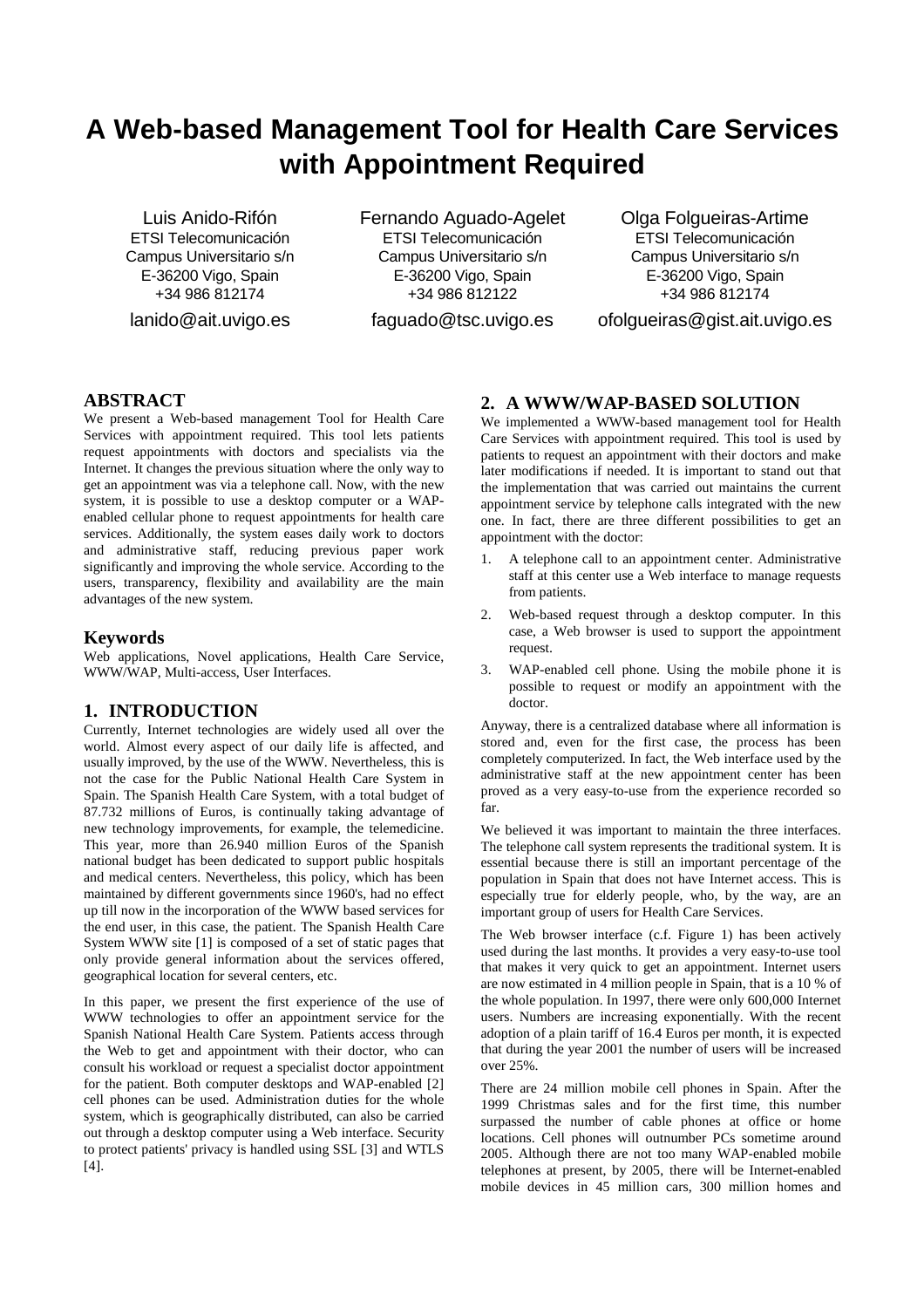# A Web-based Management Tool for Health Care Services with Appointment Required

Luis Anido-Rifón
ETSI Telecomunicación
Campus Universitario s/n
E-36200 Vigo, Spain
+34 986 812174
lanido@ait.uvigo.es

Fernando Aguado-Agelet
ETSI Telecomunicación
Campus Universitario s/n
E-36200 Vigo, Spain
+34 986 812122
faguado@tsc.uvigo.es

Olga Folgueiras-Artime
ETSI Telecomunicación
Campus Universitario s/n
E-36200 Vigo, Spain
+34 986 812174
ofolgueiras@gist.ait.uvigo.es

## ABSTRACT

We present a Web-based management Tool for Health Care Services with appointment required. This tool lets patients request appointments with doctors and specialists via the Internet. It changes the previous situation where the only way to get an appointment was via a telephone call. Now, with the new system, it is possible to use a desktop computer or a WAP-enabled cellular phone to request appointments for health care services. Additionally, the system eases daily work to doctors and administrative staff, reducing previous paper work significantly and improving the whole service. According to the users, transparency, flexibility and availability are the main advantages of the new system.

### Keywords

Web applications, Novel applications, Health Care Service, WWW/WAP, Multi-access, User Interfaces.

## 1. INTRODUCTION

Currently, Internet technologies are widely used all over the world. Almost every aspect of our daily life is affected, and usually improved, by the use of the WWW. Nevertheless, this is not the case for the Public National Health Care System in Spain. The Spanish Health Care System, with a total budget of 87.732 millions of Euros, is continually taking advantage of new technology improvements, for example, the telemedicine. This year, more than 26.940 million Euros of the Spanish national budget has been dedicated to support public hospitals and medical centers. Nevertheless, this policy, which has been maintained by different governments since 1960's, had no effect up till now in the incorporation of the WWW based services for the end user, in this case, the patient. The Spanish Health Care System WWW site [1] is composed of a set of static pages that only provide general information about the services offered, geographical location for several centers, etc.

In this paper, we present the first experience of the use of WWW technologies to offer an appointment service for the Spanish National Health Care System. Patients access through the Web to get and appointment with their doctor, who can consult his workload or request a specialist doctor appointment for the patient. Both computer desktops and WAP-enabled [2] cell phones can be used. Administration duties for the whole system, which is geographically distributed, can also be carried out through a desktop computer using a Web interface. Security to protect patients' privacy is handled using SSL [3] and WTLS [4].

## 2. A WWW/WAP-BASED SOLUTION

We implemented a WWW-based management tool for Health Care Services with appointment required. This tool is used by patients to request an appointment with their doctors and make later modifications if needed. It is important to stand out that the implementation that was carried out maintains the current appointment service by telephone calls integrated with the new one. In fact, there are three different possibilities to get an appointment with the doctor:

1. A telephone call to an appointment center. Administrative staff at this center use a Web interface to manage requests from patients.
2. Web-based request through a desktop computer. In this case, a Web browser is used to support the appointment request.
3. WAP-enabled cell phone. Using the mobile phone it is possible to request or modify an appointment with the doctor.

Anyway, there is a centralized database where all information is stored and, even for the first case, the process has been completely computerized. In fact, the Web interface used by the administrative staff at the new appointment center has been proved as a very easy-to-use from the experience recorded so far.

We believed it was important to maintain the three interfaces. The telephone call system represents the traditional system. It is essential because there is still an important percentage of the population in Spain that does not have Internet access. This is especially true for elderly people, who, by the way, are an important group of users for Health Care Services.

The Web browser interface (c.f. Figure 1) has been actively used during the last months. It provides a very easy-to-use tool that makes it very quick to get an appointment. Internet users are now estimated in 4 million people in Spain, that is a 10 % of the whole population. In 1997, there were only 600,000 Internet users. Numbers are increasing exponentially. With the recent adoption of a plain tariff of 16.4 Euros per month, it is expected that during the year 2001 the number of users will be increased over 25%.

There are 24 million mobile cell phones in Spain. After the 1999 Christmas sales and for the first time, this number surpassed the number of cable phones at office or home locations. Cell phones will outnumber PCs sometime around 2005. Although there are not too many WAP-enabled mobile telephones at present, by 2005, there will be Internet-enabled mobile devices in 45 million cars, 300 million homes and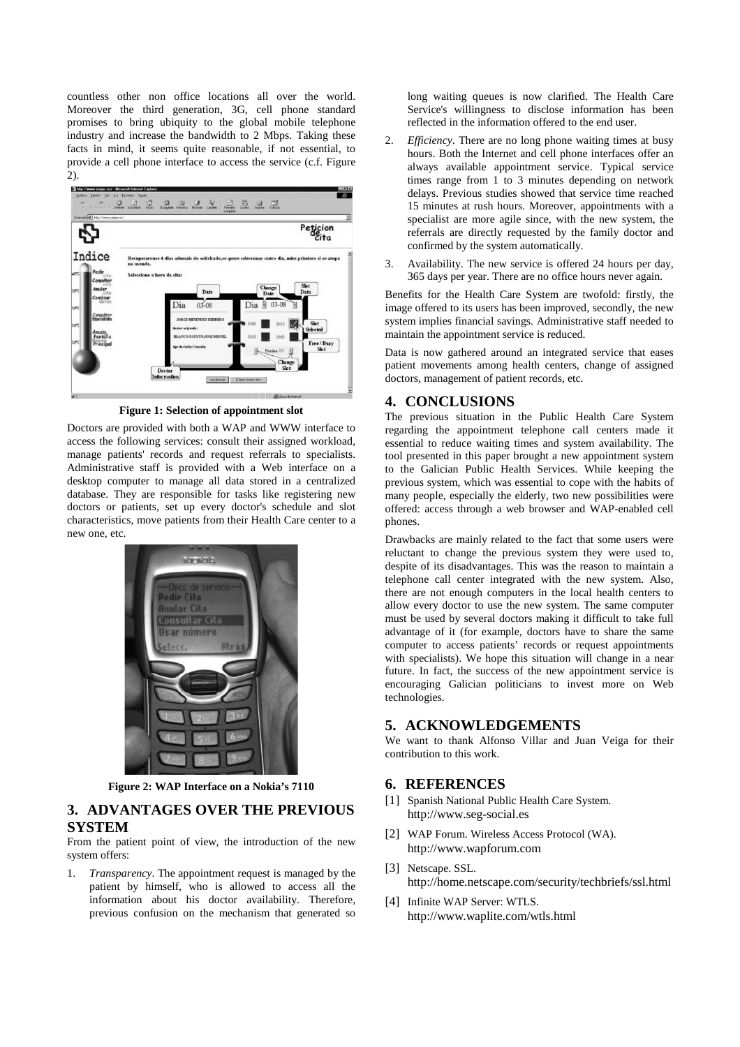countless other non office locations all over the world. Moreover the third generation, 3G, cell phone standard promises to bring ubiquity to the global mobile telephone industry and increase the bandwidth to 2 Mbps. Taking these facts in mind, it seems quite reasonable, if not essential, to provide a cell phone interface to access the service (c.f. Figure 2).

**Figure 1: Selection of appointment slot**

Doctors are provided with both a WAP and WWW interface to access the following services: consult their assigned workload, manage patients' records and request referrals to specialists. Administrative staff is provided with a Web interface on a desktop computer to manage all data stored in a centralized database. They are responsible for tasks like registering new doctors or patients, set up every doctor's schedule and slot characteristics, move patients from their Health Care center to a new one, etc.

**Figure 2: WAP Interface on a Nokia's 7110**

## 3. ADVANTAGES OVER THE PREVIOUS SYSTEM

From the patient point of view, the introduction of the new system offers:

1. *Transparency*. The appointment request is managed by the patient by himself, who is allowed to access all the information about his doctor availability. Therefore, previous confusion on the mechanism that generated so long waiting queues is now clarified. The Health Care Service's willingness to disclose information has been reflected in the information offered to the end user.
2. *Efficiency*. There are no long phone waiting times at busy hours. Both the Internet and cell phone interfaces offer an always available appointment service. Typical service times range from 1 to 3 minutes depending on network delays. Previous studies showed that service time reached 15 minutes at rush hours. Moreover, appointments with a specialist are more agile since, with the new system, the referrals are directly requested by the family doctor and confirmed by the system automatically.
3. Availability. The new service is offered 24 hours per day, 365 days per year. There are no office hours never again.

Benefits for the Health Care System are twofold: firstly, the image offered to its users has been improved, secondly, the new system implies financial savings. Administrative staff needed to maintain the appointment service is reduced.

Data is now gathered around an integrated service that eases patient movements among health centers, change of assigned doctors, management of patient records, etc.

## 4. CONCLUSIONS

The previous situation in the Public Health Care System regarding the appointment telephone call centers made it essential to reduce waiting times and system availability. The tool presented in this paper brought a new appointment system to the Galician Public Health Services. While keeping the previous system, which was essential to cope with the habits of many people, especially the elderly, two new possibilities were offered: access through a web browser and WAP-enabled cell phones.

Drawbacks are mainly related to the fact that some users were reluctant to change the previous system they were used to, despite of its disadvantages. This was the reason to maintain a telephone call center integrated with the new system. Also, there are not enough computers in the local health centers to allow every doctor to use the new system. The same computer must be used by several doctors making it difficult to take full advantage of it (for example, doctors have to share the same computer to access patients' records or request appointments with specialists). We hope this situation will change in a near future. In fact, the success of the new appointment service is encouraging Galician politicians to invest more on Web technologies.

## 5. ACKNOWLEDGEMENTS

We want to thank Alfonso Villar and Juan Veiga for their contribution to this work.

## 6. REFERENCES

[1] Spanish National Public Health Care System. http://www.seg-social.es

[2] WAP Forum. Wireless Access Protocol (WA). http://www.wapforum.com

[3] Netscape. SSL. http://home.netscape.com/security/techbriefs/ssl.html

[4] Infinite WAP Server: WTLS. http://www.waplite.com/wtls.html